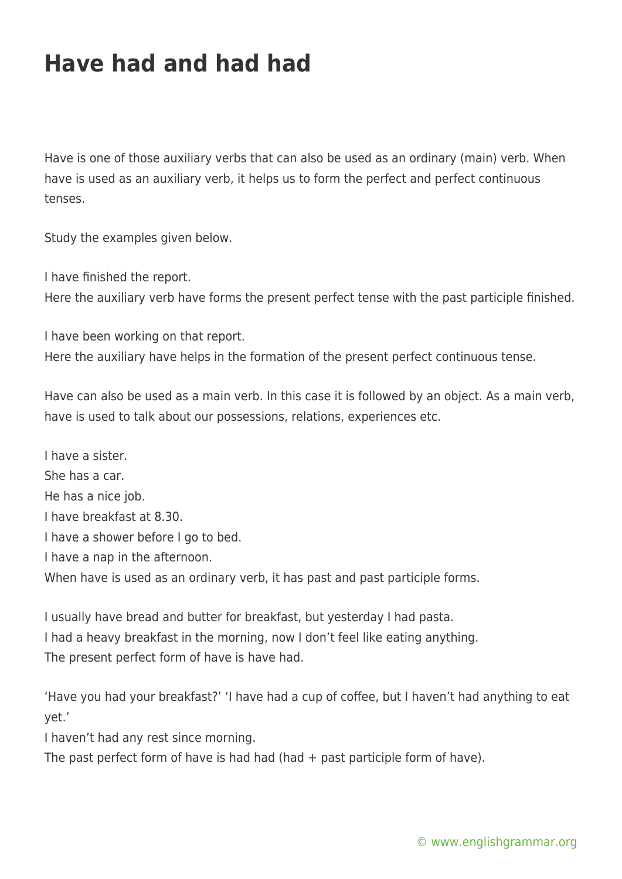# Have had and had had

Have is one of those auxiliary verbs that can also be used as an ordinary (main) verb. When have is used as an auxiliary verb, it helps us to form the perfect and perfect continuous tenses.

Study the examples given below.

I have finished the report.
Here the auxiliary verb have forms the present perfect tense with the past participle finished.

I have been working on that report.
Here the auxiliary have helps in the formation of the present perfect continuous tense.

Have can also be used as a main verb. In this case it is followed by an object. As a main verb, have is used to talk about our possessions, relations, experiences etc.

I have a sister.
She has a car.
He has a nice job.
I have breakfast at 8.30.
I have a shower before I go to bed.
I have a nap in the afternoon.
When have is used as an ordinary verb, it has past and past participle forms.

I usually have bread and butter for breakfast, but yesterday I had pasta.
I had a heavy breakfast in the morning, now I don't feel like eating anything.
The present perfect form of have is have had.

'Have you had your breakfast?' 'I have had a cup of coffee, but I haven't had anything to eat yet.'
I haven't had any rest since morning.
The past perfect form of have is had had (had + past participle form of have).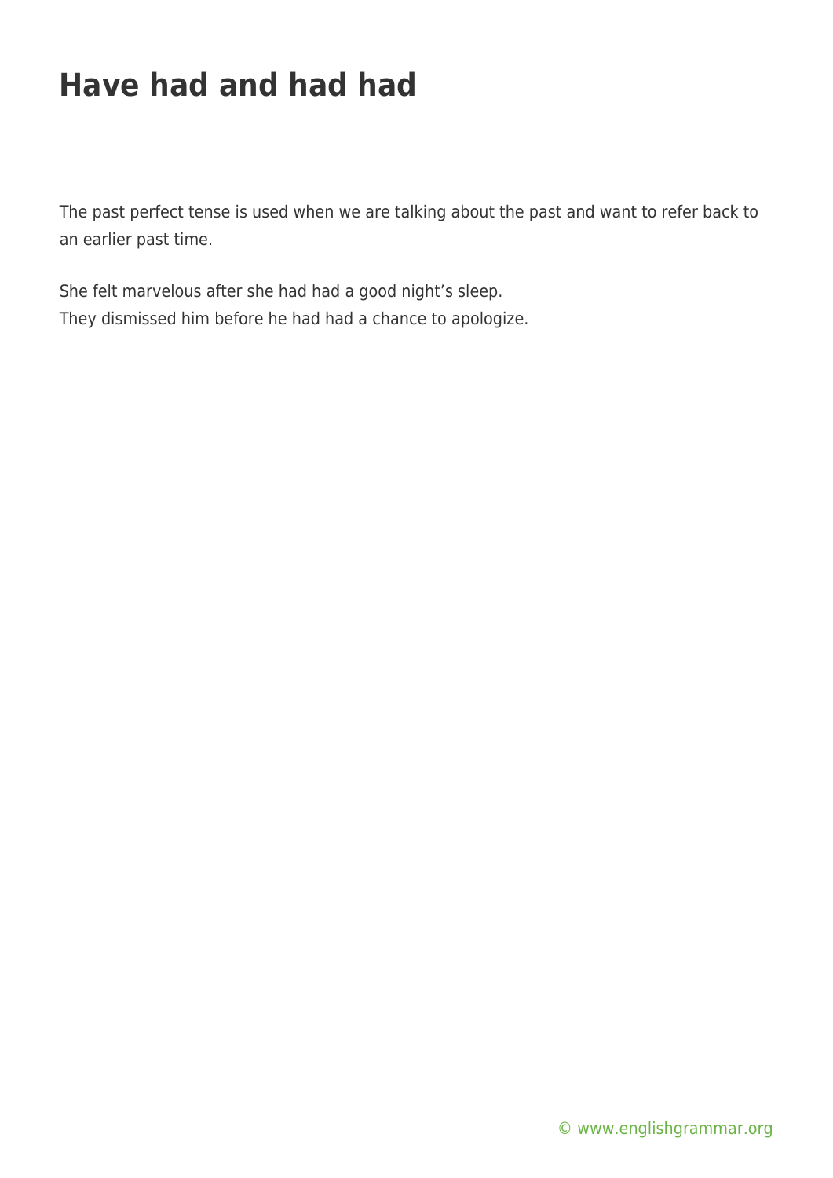# Have had and had had

The past perfect tense is used when we are talking about the past and want to refer back to an earlier past time.

She felt marvelous after she had had a good night's sleep.
They dismissed him before he had had a chance to apologize.